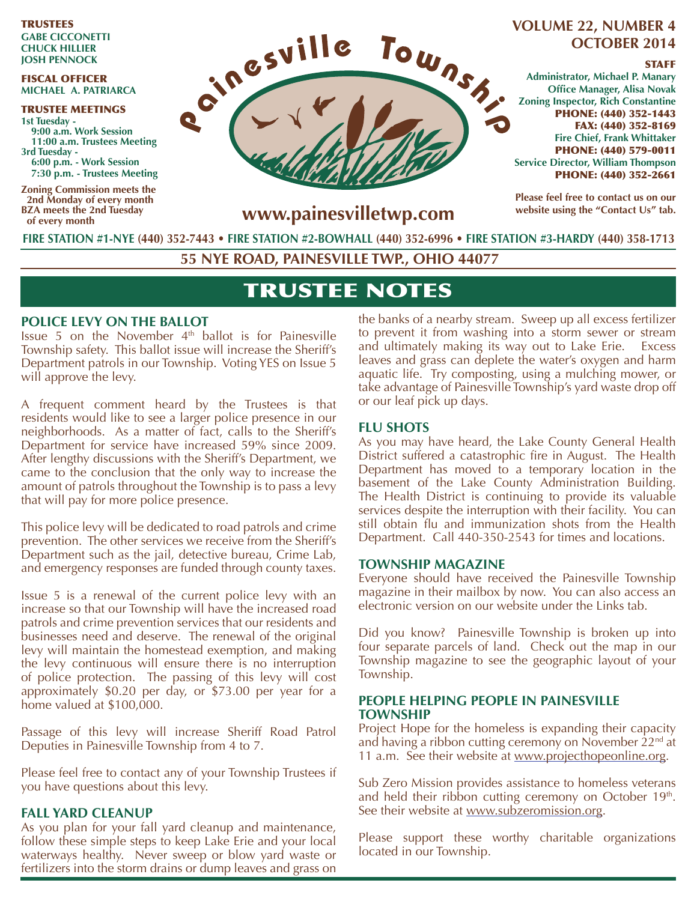**TRUSTEES**
**GABE CICCONETTI**
**CHUCK HILLIER**
**JOSH PENNOCK**

**FISCAL OFFICER**
**MICHAEL A. PATRIARCA**

**TRUSTEE MEETINGS**
**1st Tuesday -**
**9:00 a.m. Work Session**
**11:00 a.m. Trustees Meeting**
**3rd Tuesday -**
**6:00 p.m. - Work Session**
**7:30 p.m. - Trustees Meeting**

**Zoning Commission meets the 2nd Monday of every month**
**BZA meets the 2nd Tuesday of every month**

# Painesville Township

**www.painesvilletwp.com**

**VOLUME 22, NUMBER 4**
**OCTOBER 2014**

**STAFF**
**Administrator, Michael P. Manary**
**Office Manager, Alisa Novak**
**Zoning Inspector, Rich Constantine**
**PHONE: (440) 352-1443**
**FAX: (440) 352-8169**
**Fire Chief, Frank Whittaker**
**PHONE: (440) 579-0011**
**Service Director, William Thompson**
**PHONE: (440) 352-2661**

**Please feel free to contact us on our website using the "Contact Us" tab.**

**FIRE STATION #1-NYE (440) 352-7443 • FIRE STATION #2-BOWHALL (440) 352-6996 • FIRE STATION #3-HARDY (440) 358-1713**

**55 NYE ROAD, PAINESVILLE TWP., OHIO 44077**

## TRUSTEE NOTES

### POLICE LEVY ON THE BALLOT

Issue 5 on the November 4th ballot is for Painesville Township safety. This ballot issue will increase the Sheriff's Department patrols in our Township. Voting YES on Issue 5 will approve the levy.

A frequent comment heard by the Trustees is that residents would like to see a larger police presence in our neighborhoods. As a matter of fact, calls to the Sheriff's Department for service have increased 59% since 2009. After lengthy discussions with the Sheriff's Department, we came to the conclusion that the only way to increase the amount of patrols throughout the Township is to pass a levy that will pay for more police presence.

This police levy will be dedicated to road patrols and crime prevention. The other services we receive from the Sheriff's Department such as the jail, detective bureau, Crime Lab, and emergency responses are funded through county taxes.

Issue 5 is a renewal of the current police levy with an increase so that our Township will have the increased road patrols and crime prevention services that our residents and businesses need and deserve. The renewal of the original levy will maintain the homestead exemption, and making the levy continuous will ensure there is no interruption of police protection. The passing of this levy will cost approximately $0.20 per day, or $73.00 per year for a home valued at $100,000.

Passage of this levy will increase Sheriff Road Patrol Deputies in Painesville Township from 4 to 7.

Please feel free to contact any of your Township Trustees if you have questions about this levy.

### FALL YARD CLEANUP

As you plan for your fall yard cleanup and maintenance, follow these simple steps to keep Lake Erie and your local waterways healthy. Never sweep or blow yard waste or fertilizers into the storm drains or dump leaves and grass on the banks of a nearby stream. Sweep up all excess fertilizer to prevent it from washing into a storm sewer or stream and ultimately making its way out to Lake Erie. Excess leaves and grass can deplete the water's oxygen and harm aquatic life. Try composting, using a mulching mower, or take advantage of Painesville Township's yard waste drop off or our leaf pick up days.

### FLU SHOTS

As you may have heard, the Lake County General Health District suffered a catastrophic fire in August. The Health Department has moved to a temporary location in the basement of the Lake County Administration Building. The Health District is continuing to provide its valuable services despite the interruption with their facility. You can still obtain flu and immunization shots from the Health Department. Call 440-350-2543 for times and locations.

### TOWNSHIP MAGAZINE

Everyone should have received the Painesville Township magazine in their mailbox by now. You can also access an electronic version on our website under the Links tab.

Did you know? Painesville Township is broken up into four separate parcels of land. Check out the map in our Township magazine to see the geographic layout of your Township.

### PEOPLE HELPING PEOPLE IN PAINESVILLE TOWNSHIP

Project Hope for the homeless is expanding their capacity and having a ribbon cutting ceremony on November 22nd at 11 a.m. See their website at www.projecthopeonline.org.

Sub Zero Mission provides assistance to homeless veterans and held their ribbon cutting ceremony on October 19th. See their website at www.subzeromission.org.

Please support these worthy charitable organizations located in our Township.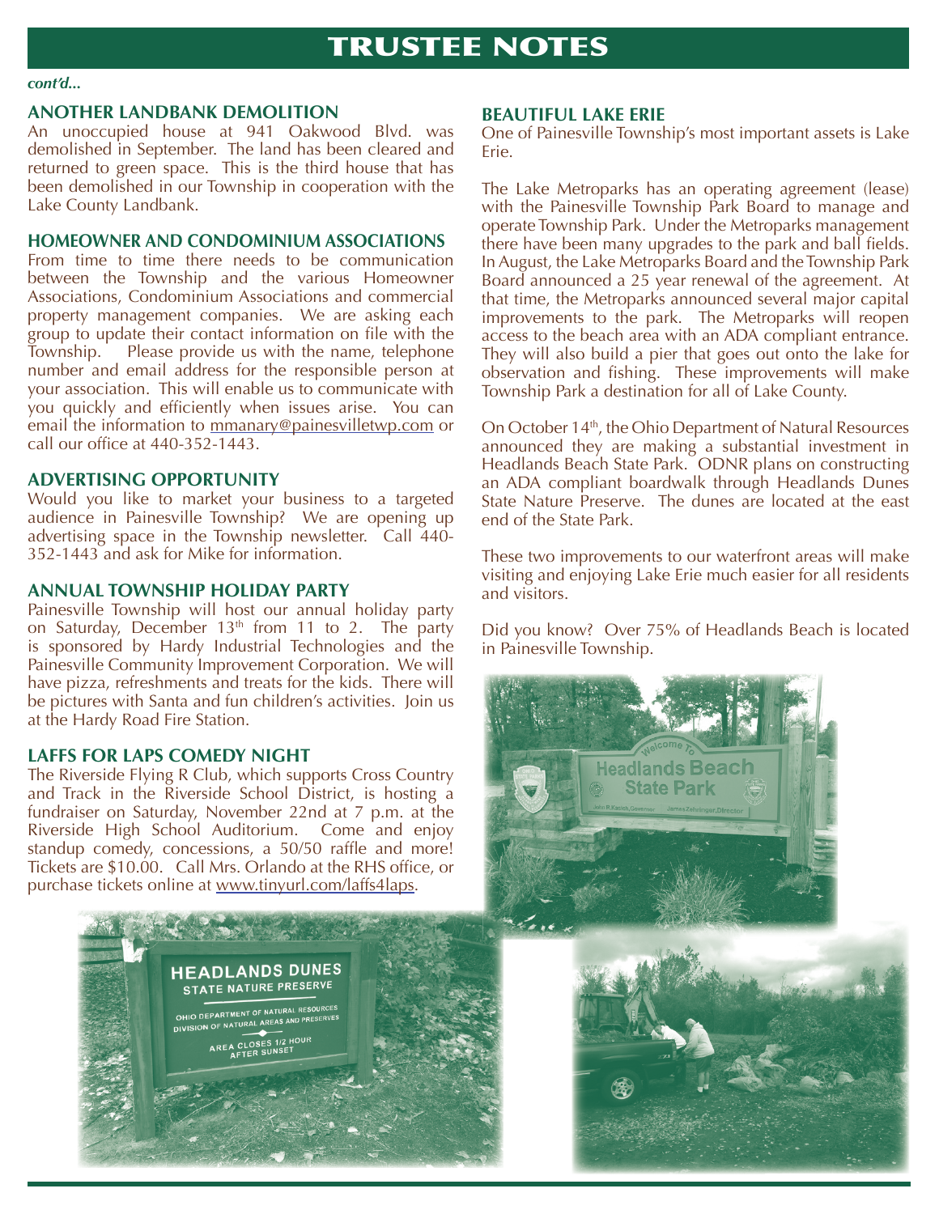# TRUSTEE NOTES

*cont'd...*

## ANOTHER LANDBANK DEMOLITION

An unoccupied house at 941 Oakwood Blvd. was demolished in September. The land has been cleared and returned to green space. This is the third house that has been demolished in our Township in cooperation with the Lake County Landbank.

## HOMEOWNER AND CONDOMINIUM ASSOCIATIONS

From time to time there needs to be communication between the Township and the various Homeowner Associations, Condominium Associations and commercial property management companies. We are asking each group to update their contact information on file with the Township. Please provide us with the name, telephone number and email address for the responsible person at your association. This will enable us to communicate with you quickly and efficiently when issues arise. You can email the information to mmanary@painesvilletwp.com or call our office at 440-352-1443.

## ADVERTISING OPPORTUNITY

Would you like to market your business to a targeted audience in Painesville Township? We are opening up advertising space in the Township newsletter. Call 440-352-1443 and ask for Mike for information.

## ANNUAL TOWNSHIP HOLIDAY PARTY

Painesville Township will host our annual holiday party on Saturday, December 13th from 11 to 2. The party is sponsored by Hardy Industrial Technologies and the Painesville Community Improvement Corporation. We will have pizza, refreshments and treats for the kids. There will be pictures with Santa and fun children's activities. Join us at the Hardy Road Fire Station.

## LAFFS FOR LAPS COMEDY NIGHT

The Riverside Flying R Club, which supports Cross Country and Track in the Riverside School District, is hosting a fundraiser on Saturday, November 22nd at 7 p.m. at the Riverside High School Auditorium. Come and enjoy standup comedy, concessions, a 50/50 raffle and more! Tickets are $10.00. Call Mrs. Orlando at the RHS office, or purchase tickets online at www.tinyurl.com/laffs4laps.

## BEAUTIFUL LAKE ERIE

One of Painesville Township's most important assets is Lake Erie.

The Lake Metroparks has an operating agreement (lease) with the Painesville Township Park Board to manage and operate Township Park. Under the Metroparks management there have been many upgrades to the park and ball fields. In August, the Lake Metroparks Board and the Township Park Board announced a 25 year renewal of the agreement. At that time, the Metroparks announced several major capital improvements to the park. The Metroparks will reopen access to the beach area with an ADA compliant entrance. They will also build a pier that goes out onto the lake for observation and fishing. These improvements will make Township Park a destination for all of Lake County.

On October 14th, the Ohio Department of Natural Resources announced they are making a substantial investment in Headlands Beach State Park. ODNR plans on constructing an ADA compliant boardwalk through Headlands Dunes State Nature Preserve. The dunes are located at the east end of the State Park.

These two improvements to our waterfront areas will make visiting and enjoying Lake Erie much easier for all residents and visitors.

Did you know? Over 75% of Headlands Beach is located in Painesville Township.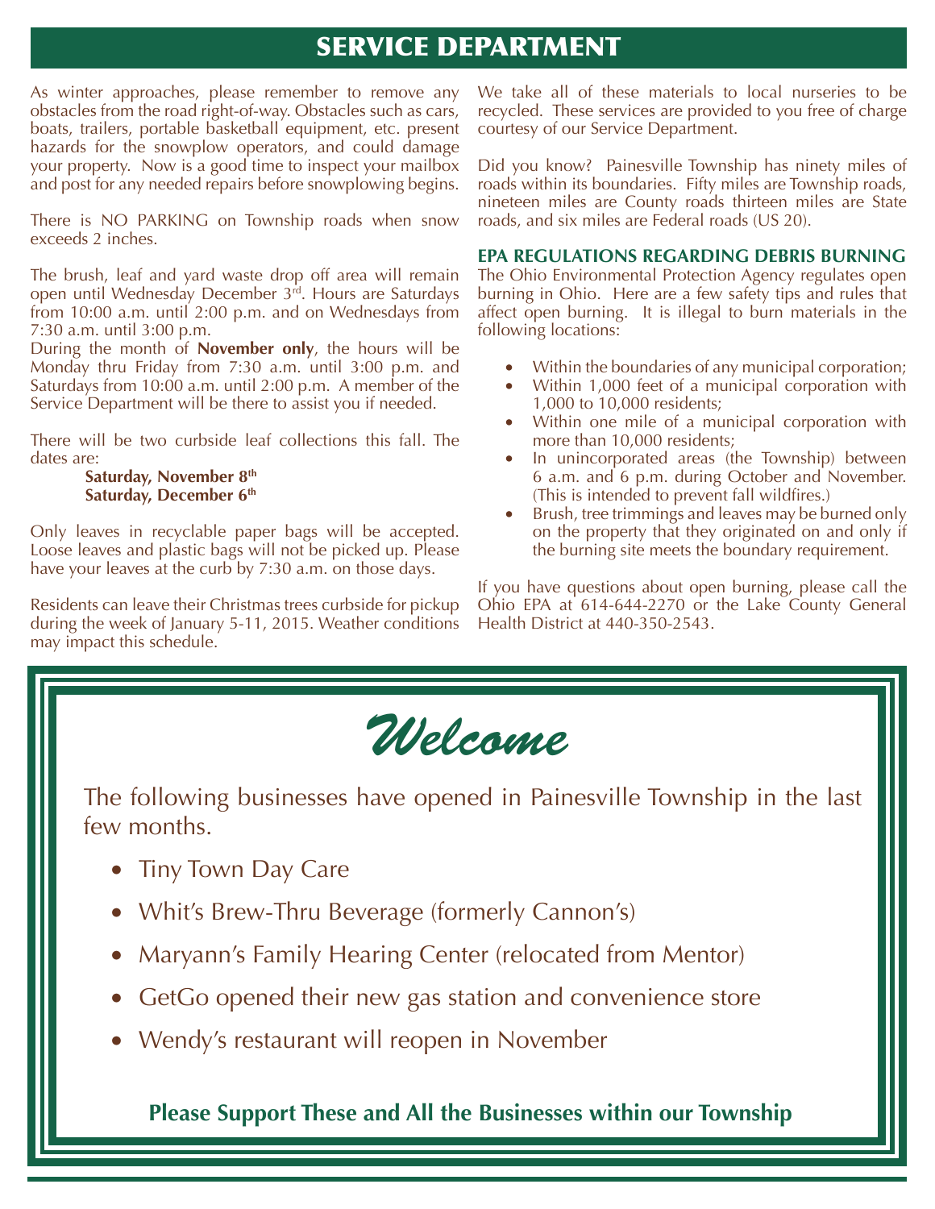# SERVICE DEPARTMENT

As winter approaches, please remember to remove any obstacles from the road right-of-way. Obstacles such as cars, boats, trailers, portable basketball equipment, etc. present hazards for the snowplow operators, and could damage your property. Now is a good time to inspect your mailbox and post for any needed repairs before snowplowing begins.

There is NO PARKING on Township roads when snow exceeds 2 inches.

The brush, leaf and yard waste drop off area will remain open until Wednesday December 3rd. Hours are Saturdays from 10:00 a.m. until 2:00 p.m. and on Wednesdays from 7:30 a.m. until 3:00 p.m.

During the month of **November only**, the hours will be Monday thru Friday from 7:30 a.m. until 3:00 p.m. and Saturdays from 10:00 a.m. until 2:00 p.m. A member of the Service Department will be there to assist you if needed.

There will be two curbside leaf collections this fall. The dates are:

**Saturday, November 8th**
**Saturday, December 6th**

Only leaves in recyclable paper bags will be accepted. Loose leaves and plastic bags will not be picked up. Please have your leaves at the curb by 7:30 a.m. on those days.

Residents can leave their Christmas trees curbside for pickup during the week of January 5-11, 2015. Weather conditions may impact this schedule.

We take all of these materials to local nurseries to be recycled. These services are provided to you free of charge courtesy of our Service Department.

Did you know? Painesville Township has ninety miles of roads within its boundaries. Fifty miles are Township roads, nineteen miles are County roads thirteen miles are State roads, and six miles are Federal roads (US 20).

### EPA REGULATIONS REGARDING DEBRIS BURNING

The Ohio Environmental Protection Agency regulates open burning in Ohio. Here are a few safety tips and rules that affect open burning. It is illegal to burn materials in the following locations:

- Within the boundaries of any municipal corporation;
- Within 1,000 feet of a municipal corporation with 1,000 to 10,000 residents;
- Within one mile of a municipal corporation with more than 10,000 residents;
- In unincorporated areas (the Township) between 6 a.m. and 6 p.m. during October and November. (This is intended to prevent fall wildfires.)
- Brush, tree trimmings and leaves may be burned only on the property that they originated on and only if the burning site meets the boundary requirement.

If you have questions about open burning, please call the Ohio EPA at 614-644-2270 or the Lake County General Health District at 440-350-2543.

# *Welcome*

The following businesses have opened in Painesville Township in the last few months.

- Tiny Town Day Care
- Whit's Brew-Thru Beverage (formerly Cannon's)
- Maryann's Family Hearing Center (relocated from Mentor)
- GetGo opened their new gas station and convenience store
- Wendy's restaurant will reopen in November

**Please Support These and All the Businesses within our Township**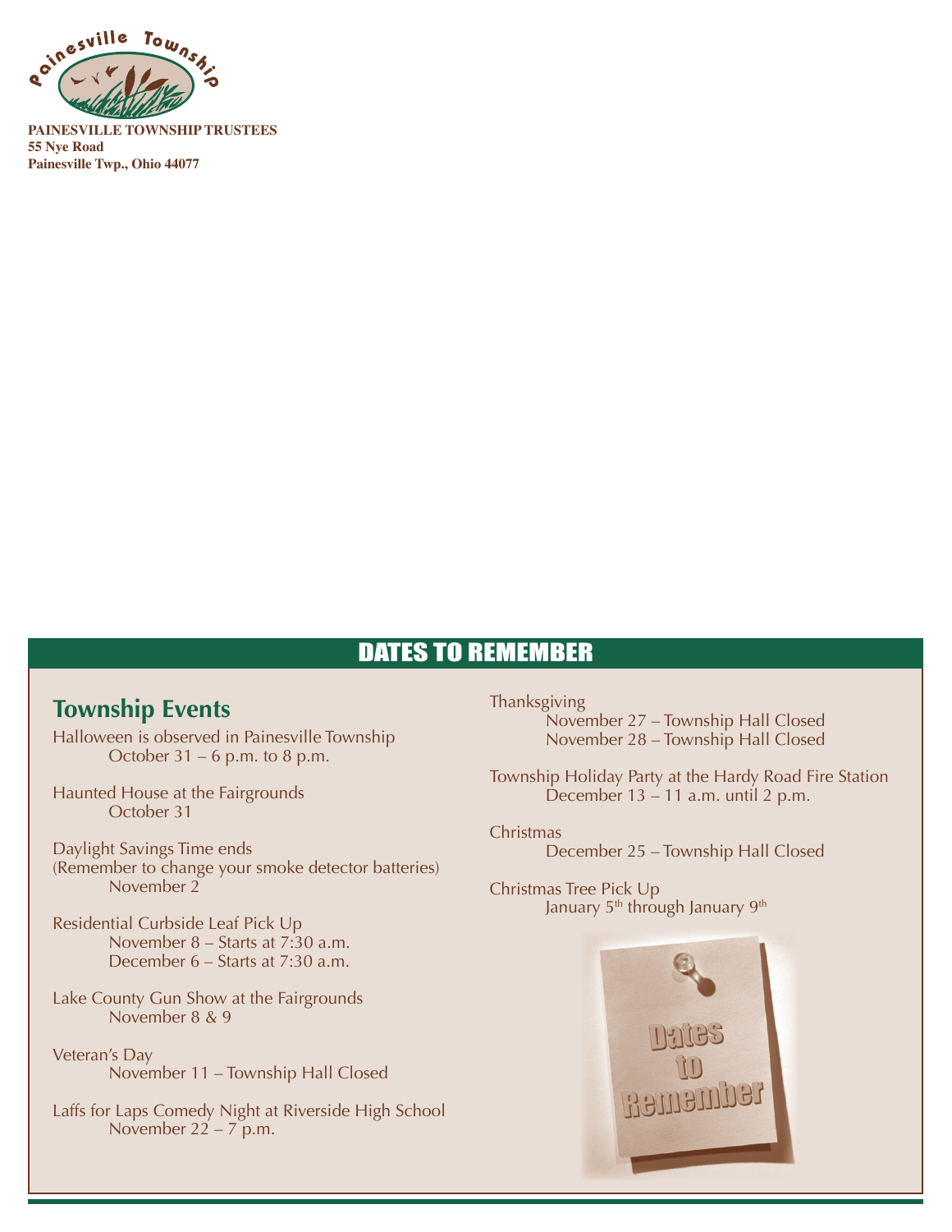PAINESVILLE TOWNSHIP TRUSTEES
55 Nye Road
Painesville Twp., Ohio 44077

## DATES TO REMEMBER

### Township Events

Halloween is observed in Painesville Township
October 31 – 6 p.m. to 8 p.m.

Haunted House at the Fairgrounds
October 31

Daylight Savings Time ends
(Remember to change your smoke detector batteries)
November 2

Residential Curbside Leaf Pick Up
November 8 – Starts at 7:30 a.m.
December 6 – Starts at 7:30 a.m.

Lake County Gun Show at the Fairgrounds
November 8 & 9

Veteran's Day
November 11 – Township Hall Closed

Laffs for Laps Comedy Night at Riverside High School
November 22 – 7 p.m.

Thanksgiving
November 27 – Township Hall Closed
November 28 – Township Hall Closed

Township Holiday Party at the Hardy Road Fire Station
December 13 – 11 a.m. until 2 p.m.

Christmas
December 25 – Township Hall Closed

Christmas Tree Pick Up
January 5th through January 9th